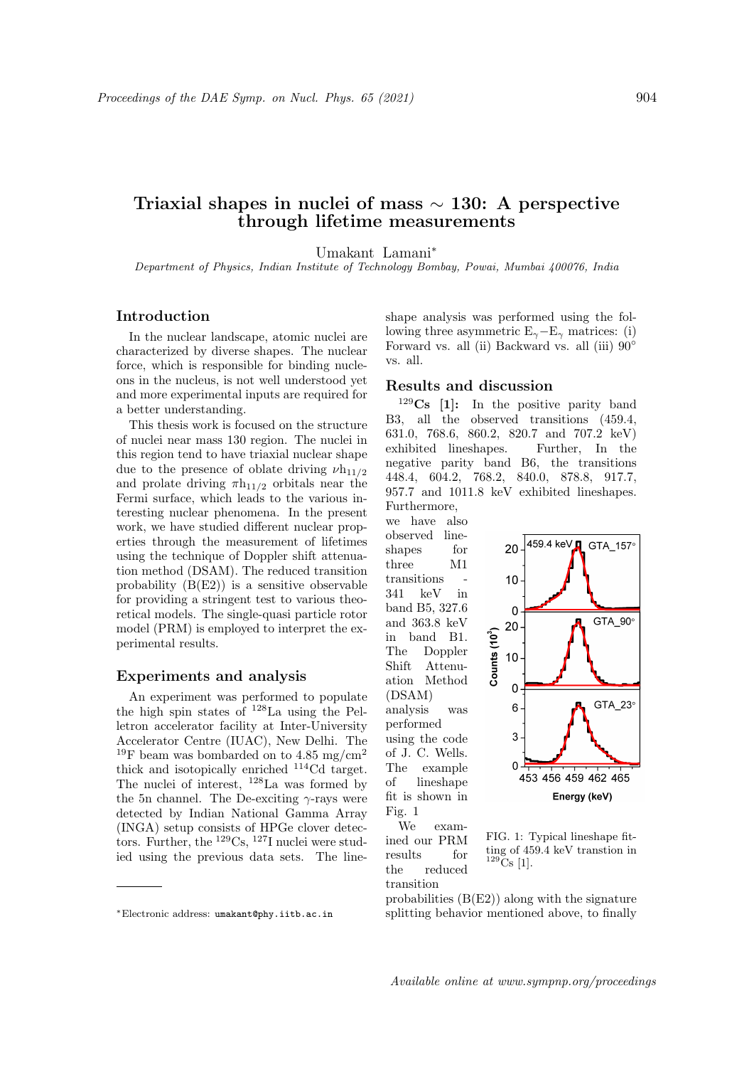# Triaxial shapes in nuclei of mass $\sim 130$: A perspective through lifetime measurements

Umakant Lamani*

*Department of Physics, Indian Institute of Technology Bombay, Powai, Mumbai 400076, India*

## Introduction

In the nuclear landscape, atomic nuclei are characterized by diverse shapes. The nuclear force, which is responsible for binding nucleons in the nucleus, is not well understood yet and more experimental inputs are required for a better understanding.

This thesis work is focused on the structure of nuclei near mass 130 region. The nuclei in this region tend to have triaxial nuclear shape due to the presence of oblate driving $\nu h_{11/2}$ and prolate driving $\pi h_{11/2}$ orbitals near the Fermi surface, which leads to the various interesting nuclear phenomena. In the present work, we have studied different nuclear properties through the measurement of lifetimes using the technique of Doppler shift attenuation method (DSAM). The reduced transition probability (B(E2)) is a sensitive observable for providing a stringent test to various theoretical models. The single-quasi particle rotor model (PRM) is employed to interpret the experimental results.

## Experiments and analysis

An experiment was performed to populate the high spin states of $^{128}$La using the Pelletron accelerator facility at Inter-University Accelerator Centre (IUAC), New Delhi. The $^{19}$F beam was bombarded on to 4.85 mg/cm$^2$ thick and isotopically enriched $^{114}$Cd target. The nuclei of interest, $^{128}$La was formed by the 5n channel. The De-exciting $\gamma$-rays were detected by Indian National Gamma Array (INGA) setup consists of HPGe clover detectors. Further, the $^{129}$Cs, $^{127}$I nuclei were studied using the previous data sets. The lineshape analysis was performed using the following three asymmetric $E_\gamma - E_\gamma$ matrices: (i) Forward vs. all (ii) Backward vs. all (iii) 90° vs. all.

## Results and discussion

**$^{129}$Cs [1]:** In the positive parity band B3, all the observed transitions (459.4, 631.0, 768.6, 860.2, 820.7 and 707.2 keV) exhibited lineshapes. Further, In the negative parity band B6, the transitions 448.4, 604.2, 768.2, 840.0, 878.8, 917.7, 957.7 and 1011.8 keV exhibited lineshapes. Furthermore, we have also observed lineshapes for three M1 transitions - 341 keV in band B5, 327.6 and 363.8 keV in band B1. The Doppler Shift Attenuation Method (DSAM) analysis was performed using the code of J. C. Wells. The example of lineshape fit is shown in Fig. 1

FIG. 1: Typical lineshape fitting of 459.4 keV transtion in $^{129}$Cs [1].

We examined our PRM results for the reduced transition probabilities (B(E2)) along with the signature splitting behavior mentioned above, to finally

---

*Electronic address: umakant@phy.iitb.ac.in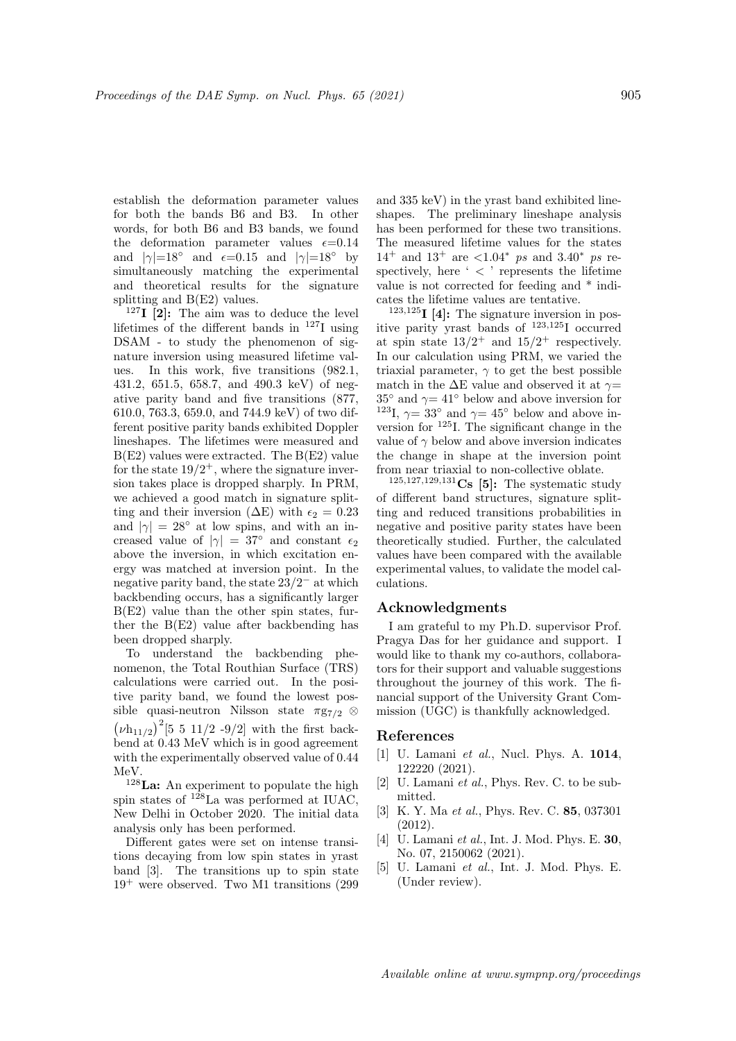establish the deformation parameter values for both the bands B6 and B3. In other words, for both B6 and B3 bands, we found the deformation parameter values $\epsilon$=0.14 and $|\gamma|$=18° and $\epsilon$=0.15 and $|\gamma|$=18° by simultaneously matching the experimental and theoretical results for the signature splitting and B(E2) values.

**$^{127}$I [2]:** The aim was to deduce the level lifetimes of the different bands in $^{127}$I using DSAM - to study the phenomenon of signature inversion using measured lifetime values. In this work, five transitions (982.1, 431.2, 651.5, 658.7, and 490.3 keV) of negative parity band and five transitions (877, 610.0, 763.3, 659.0, and 744.9 keV) of two different positive parity bands exhibited Doppler lineshapes. The lifetimes were measured and B(E2) values were extracted. The B(E2) value for the state $19/2^+$, where the signature inversion takes place is dropped sharply. In PRM, we achieved a good match in signature splitting and their inversion ($\Delta$E) with $\epsilon_2$ = 0.23 and $|\gamma|$ = 28° at low spins, and with an increased value of $|\gamma|$ = 37° and constant $\epsilon_2$ above the inversion, in which excitation energy was matched at inversion point. In the negative parity band, the state $23/2^-$ at which backbending occurs, has a significantly larger B(E2) value than the other spin states, further the B(E2) value after backbending has been dropped sharply.

To understand the backbending phenomenon, the Total Routhian Surface (TRS) calculations were carried out. In the positive parity band, we found the lowest possible quasi-neutron Nilsson state $\pi g_{7/2} \otimes \left(\nu h_{11/2}\right)^2$[5 5 11/2 -9/2] with the first backbend at 0.43 MeV which is in good agreement with the experimentally observed value of 0.44 MeV.

**$^{128}$La:** An experiment to populate the high spin states of $^{128}$La was performed at IUAC, New Delhi in October 2020. The initial data analysis only has been performed.

Different gates were set on intense transitions decaying from low spin states in yrast band [3]. The transitions up to spin state $19^+$ were observed. Two M1 transitions (299 and 335 keV) in the yrast band exhibited lineshapes. The preliminary lineshape analysis has been performed for these two transitions. The measured lifetime values for the states $14^+$ and $13^+$ are <1.04* *ps* and 3.40* *ps* respectively, here ' < ' represents the lifetime value is not corrected for feeding and * indicates the lifetime values are tentative.

**$^{123,125}$I [4]:** The signature inversion in positive parity yrast bands of $^{123,125}$I occurred at spin state $13/2^+$ and $15/2^+$ respectively. In our calculation using PRM, we varied the triaxial parameter, $\gamma$ to get the best possible match in the $\Delta$E value and observed it at $\gamma$= 35° and $\gamma$= 41° below and above inversion for $^{123}$I, $\gamma$= 33° and $\gamma$= 45° below and above inversion for $^{125}$I. The significant change in the value of $\gamma$ below and above inversion indicates the change in shape at the inversion point from near triaxial to non-collective oblate.

**$^{125,127,129,131}$Cs [5]:** The systematic study of different band structures, signature splitting and reduced transitions probabilities in negative and positive parity states have been theoretically studied. Further, the calculated values have been compared with the available experimental values, to validate the model calculations.

## Acknowledgments

I am grateful to my Ph.D. supervisor Prof. Pragya Das for her guidance and support. I would like to thank my co-authors, collaborators for their support and valuable suggestions throughout the journey of this work. The financial support of the University Grant Commission (UGC) is thankfully acknowledged.

## References

[1] U. Lamani *et al.*, Nucl. Phys. A. **1014**, 122220 (2021).

[2] U. Lamani *et al.*, Phys. Rev. C. to be submitted.

[3] K. Y. Ma *et al.*, Phys. Rev. C. **85**, 037301 (2012).

[4] U. Lamani *et al.*, Int. J. Mod. Phys. E. **30**, No. 07, 2150062 (2021).

[5] U. Lamani *et al.*, Int. J. Mod. Phys. E. (Under review).